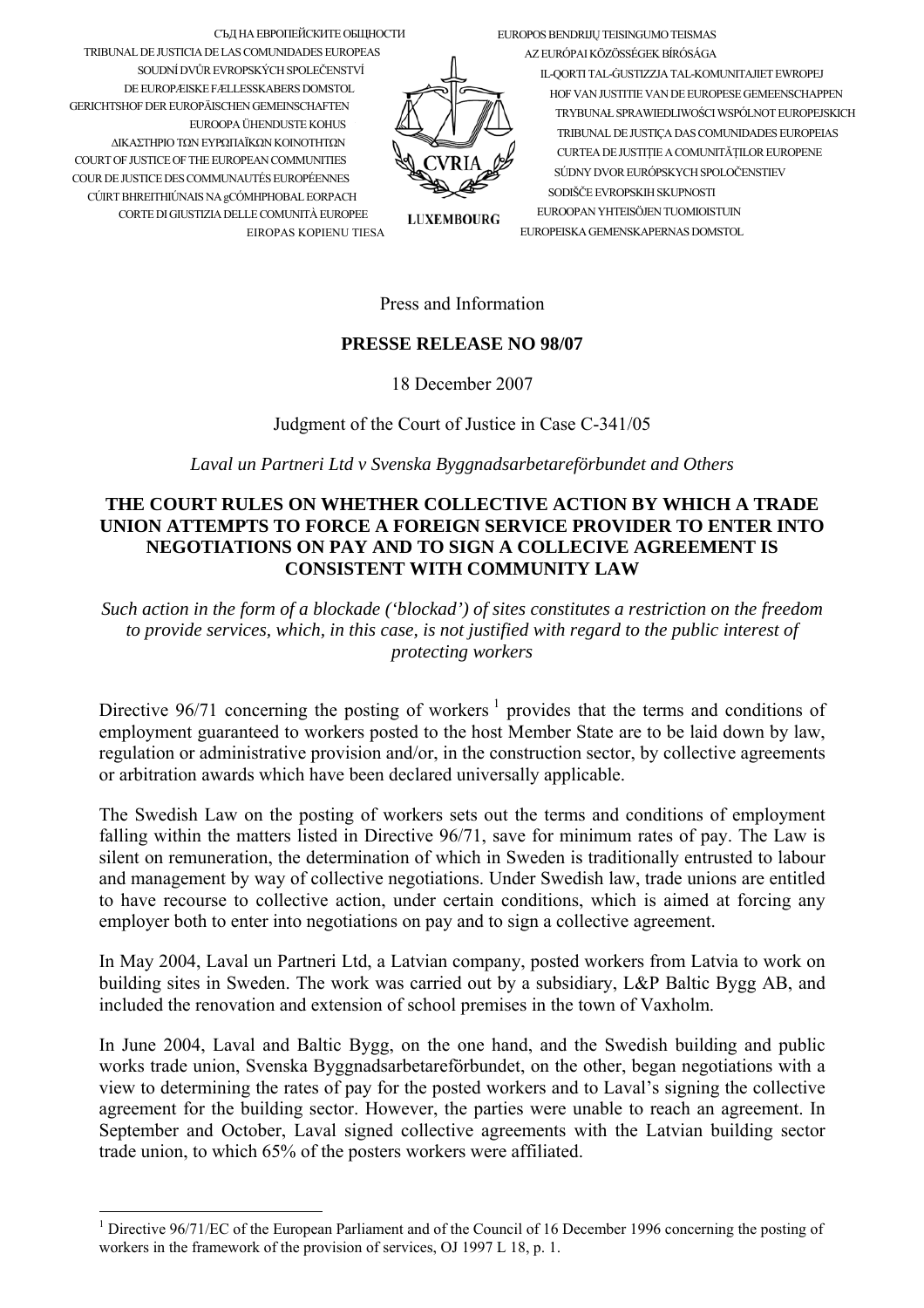СЪД НА ЕВРОПЕЙСКИТЕ ОБЩНОСТИ
TRIBUNAL DE JUSTICIA DE LAS COMUNIDADES EUROPEAS
SOUDNÍ DVŮR EVROPSKÝCH SPOLEČENSTVÍ
DE EUROPÆISKE FÆLLESSKABERS DOMSTOL
GERICHTSHOF DER EUROPÄISCHEN GEMEINSCHAFTEN
EUROOPA ÜHENDUSTE KOHUS
ΔΙΚΑΣΤΗΡΙΟ ΤΩΝ ΕΥΡΩΠΑΪΚΩΝ ΚΟΙΝΟΤΗΤΩΝ
COURT OF JUSTICE OF THE EUROPEAN COMMUNITIES
COUR DE JUSTICE DES COMMUNAUTÉS EUROPÉENNES
CÚIRT BHREITHIÚNAIS NA gCÓMHPHOBAL EORPACH
CORTE DI GIUSTIZIA DELLE COMUNITÀ EUROPEE
EIROPAS KOPIENU TIESA

CVRIA
LUXEMBOURG

EUROPOS BENDRIJŲ TEISINGUMO TEISMAS
AZ EURÓPAI KÖZÖSSÉGEK BÍRÓSÁGA
IL-QORTI TAL-ĠUSTIZZJA TAL-KOMUNITAJIET EWROPEJ
HOF VAN JUSTITIE VAN DE EUROPESE GEMEENSCHAPPEN
TRYBUNAŁ SPRAWIEDLIWOŚCI WSPÓLNOT EUROPEJSKICH
TRIBUNAL DE JUSTIÇA DAS COMUNIDADES EUROPEIAS
CURTEA DE JUSTIȚIE A COMUNITĂȚILOR EUROPENE
SÚDNY DVOR EURÓPSKYCH SPOLOČENSTIEV
SODIŠČE EVROPSKIH SKUPNOSTI
EUROOPAN YHTEISÖJEN TUOMIOISTUIN
EUROPEISKA GEMENSKAPERNAS DOMSTOL

Press and Information

**PRESSE RELEASE NO 98/07**

18 December 2007

Judgment of the Court of Justice in Case C-341/05

*Laval un Partneri Ltd v Svenska Byggnadsarbetareförbundet and Others*

## THE COURT RULES ON WHETHER COLLECTIVE ACTION BY WHICH A TRADE UNION ATTEMPTS TO FORCE A FOREIGN SERVICE PROVIDER TO ENTER INTO NEGOTIATIONS ON PAY AND TO SIGN A COLLECIVE AGREEMENT IS CONSISTENT WITH COMMUNITY LAW

*Such action in the form of a blockade ('blockad') of sites constitutes a restriction on the freedom to provide services, which, in this case, is not justified with regard to the public interest of protecting workers*

Directive 96/71 concerning the posting of workers [1] provides that the terms and conditions of employment guaranteed to workers posted to the host Member State are to be laid down by law, regulation or administrative provision and/or, in the construction sector, by collective agreements or arbitration awards which have been declared universally applicable.

The Swedish Law on the posting of workers sets out the terms and conditions of employment falling within the matters listed in Directive 96/71, save for minimum rates of pay. The Law is silent on remuneration, the determination of which in Sweden is traditionally entrusted to labour and management by way of collective negotiations. Under Swedish law, trade unions are entitled to have recourse to collective action, under certain conditions, which is aimed at forcing any employer both to enter into negotiations on pay and to sign a collective agreement.

In May 2004, Laval un Partneri Ltd, a Latvian company, posted workers from Latvia to work on building sites in Sweden. The work was carried out by a subsidiary, L&P Baltic Bygg AB, and included the renovation and extension of school premises in the town of Vaxholm.

In June 2004, Laval and Baltic Bygg, on the one hand, and the Swedish building and public works trade union, Svenska Byggnadsarbetareförbundet, on the other, began negotiations with a view to determining the rates of pay for the posted workers and to Laval's signing the collective agreement for the building sector. However, the parties were unable to reach an agreement. In September and October, Laval signed collective agreements with the Latvian building sector trade union, to which 65% of the posters workers were affiliated.

---

[1] Directive 96/71/EC of the European Parliament and of the Council of 16 December 1996 concerning the posting of workers in the framework of the provision of services, OJ 1997 L 18, p. 1.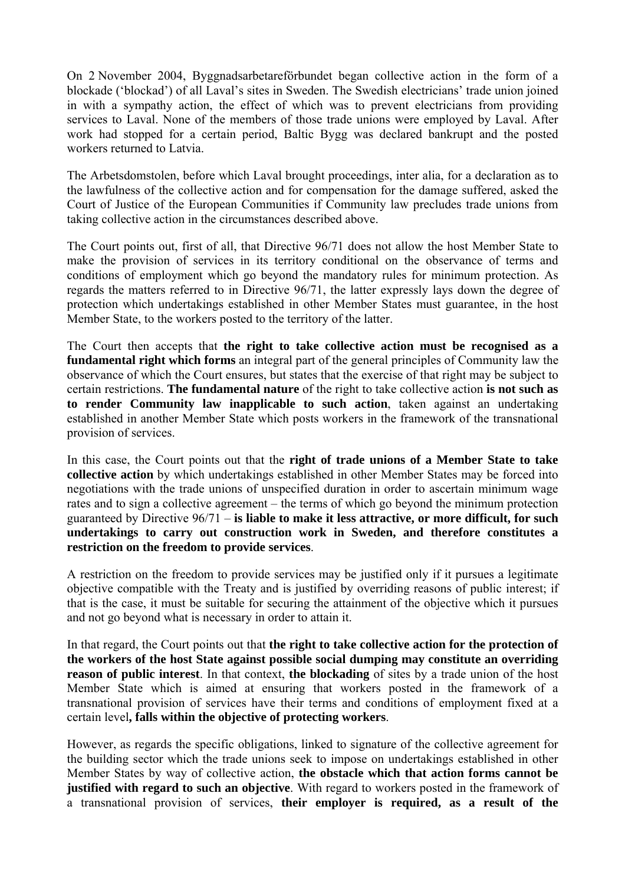On 2 November 2004, Byggnadsarbetareförbundet began collective action in the form of a blockade ('blockad') of all Laval's sites in Sweden. The Swedish electricians' trade union joined in with a sympathy action, the effect of which was to prevent electricians from providing services to Laval. None of the members of those trade unions were employed by Laval. After work had stopped for a certain period, Baltic Bygg was declared bankrupt and the posted workers returned to Latvia.

The Arbetsdomstolen, before which Laval brought proceedings, inter alia, for a declaration as to the lawfulness of the collective action and for compensation for the damage suffered, asked the Court of Justice of the European Communities if Community law precludes trade unions from taking collective action in the circumstances described above.

The Court points out, first of all, that Directive 96/71 does not allow the host Member State to make the provision of services in its territory conditional on the observance of terms and conditions of employment which go beyond the mandatory rules for minimum protection. As regards the matters referred to in Directive 96/71, the latter expressly lays down the degree of protection which undertakings established in other Member States must guarantee, in the host Member State, to the workers posted to the territory of the latter.

The Court then accepts that **the right to take collective action must be recognised as a fundamental right which forms** an integral part of the general principles of Community law the observance of which the Court ensures, but states that the exercise of that right may be subject to certain restrictions. **The fundamental nature** of the right to take collective action **is not such as to render Community law inapplicable to such action**, taken against an undertaking established in another Member State which posts workers in the framework of the transnational provision of services.

In this case, the Court points out that the **right of trade unions of a Member State to take collective action** by which undertakings established in other Member States may be forced into negotiations with the trade unions of unspecified duration in order to ascertain minimum wage rates and to sign a collective agreement – the terms of which go beyond the minimum protection guaranteed by Directive 96/71 – **is liable to make it less attractive, or more difficult, for such undertakings to carry out construction work in Sweden, and therefore constitutes a restriction on the freedom to provide services**.

A restriction on the freedom to provide services may be justified only if it pursues a legitimate objective compatible with the Treaty and is justified by overriding reasons of public interest; if that is the case, it must be suitable for securing the attainment of the objective which it pursues and not go beyond what is necessary in order to attain it.

In that regard, the Court points out that **the right to take collective action for the protection of the workers of the host State against possible social dumping may constitute an overriding reason of public interest**. In that context, **the blockading** of sites by a trade union of the host Member State which is aimed at ensuring that workers posted in the framework of a transnational provision of services have their terms and conditions of employment fixed at a certain level**, falls within the objective of protecting workers**.

However, as regards the specific obligations, linked to signature of the collective agreement for the building sector which the trade unions seek to impose on undertakings established in other Member States by way of collective action, **the obstacle which that action forms cannot be justified with regard to such an objective**. With regard to workers posted in the framework of a transnational provision of services, **their employer is required, as a result of the**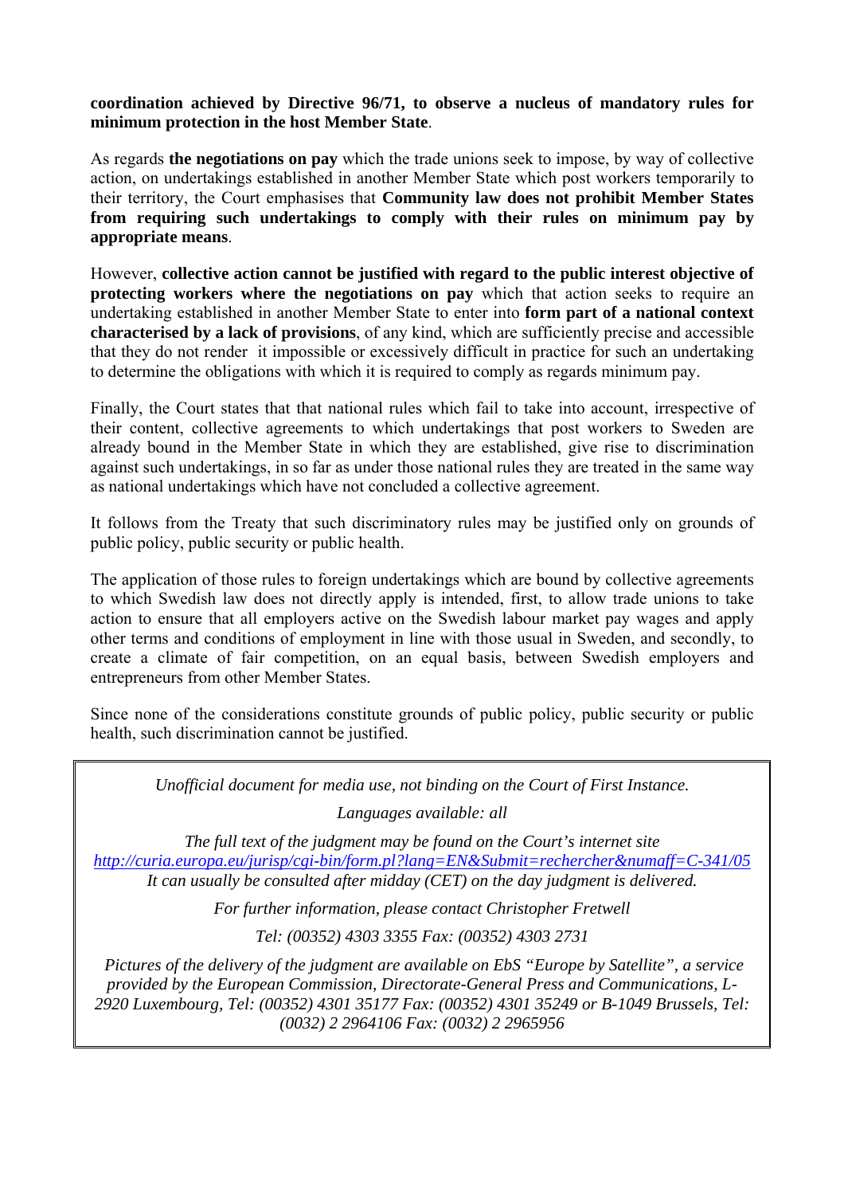**coordination achieved by Directive 96/71, to observe a nucleus of mandatory rules for minimum protection in the host Member State**.

As regards **the negotiations on pay** which the trade unions seek to impose, by way of collective action, on undertakings established in another Member State which post workers temporarily to their territory, the Court emphasises that **Community law does not prohibit Member States from requiring such undertakings to comply with their rules on minimum pay by appropriate means**.

However, **collective action cannot be justified with regard to the public interest objective of protecting workers where the negotiations on pay** which that action seeks to require an undertaking established in another Member State to enter into **form part of a national context characterised by a lack of provisions**, of any kind, which are sufficiently precise and accessible that they do not render it impossible or excessively difficult in practice for such an undertaking to determine the obligations with which it is required to comply as regards minimum pay.

Finally, the Court states that that national rules which fail to take into account, irrespective of their content, collective agreements to which undertakings that post workers to Sweden are already bound in the Member State in which they are established, give rise to discrimination against such undertakings, in so far as under those national rules they are treated in the same way as national undertakings which have not concluded a collective agreement.

It follows from the Treaty that such discriminatory rules may be justified only on grounds of public policy, public security or public health.

The application of those rules to foreign undertakings which are bound by collective agreements to which Swedish law does not directly apply is intended, first, to allow trade unions to take action to ensure that all employers active on the Swedish labour market pay wages and apply other terms and conditions of employment in line with those usual in Sweden, and secondly, to create a climate of fair competition, on an equal basis, between Swedish employers and entrepreneurs from other Member States.

Since none of the considerations constitute grounds of public policy, public security or public health, such discrimination cannot be justified.

*Unofficial document for media use, not binding on the Court of First Instance.*

*Languages available: all*

*The full text of the judgment may be found on the Court's internet site*
*http://curia.europa.eu/jurisp/cgi-bin/form.pl?lang=EN&Submit=rechercher&numaff=C-341/05*
*It can usually be consulted after midday (CET) on the day judgment is delivered.*

*For further information, please contact Christopher Fretwell*

*Tel: (00352) 4303 3355 Fax: (00352) 4303 2731*

*Pictures of the delivery of the judgment are available on EbS "Europe by Satellite", a service provided by the European Commission, Directorate-General Press and Communications, L-2920 Luxembourg, Tel: (00352) 4301 35177 Fax: (00352) 4301 35249 or B-1049 Brussels, Tel: (0032) 2 2964106 Fax: (0032) 2 2965956*